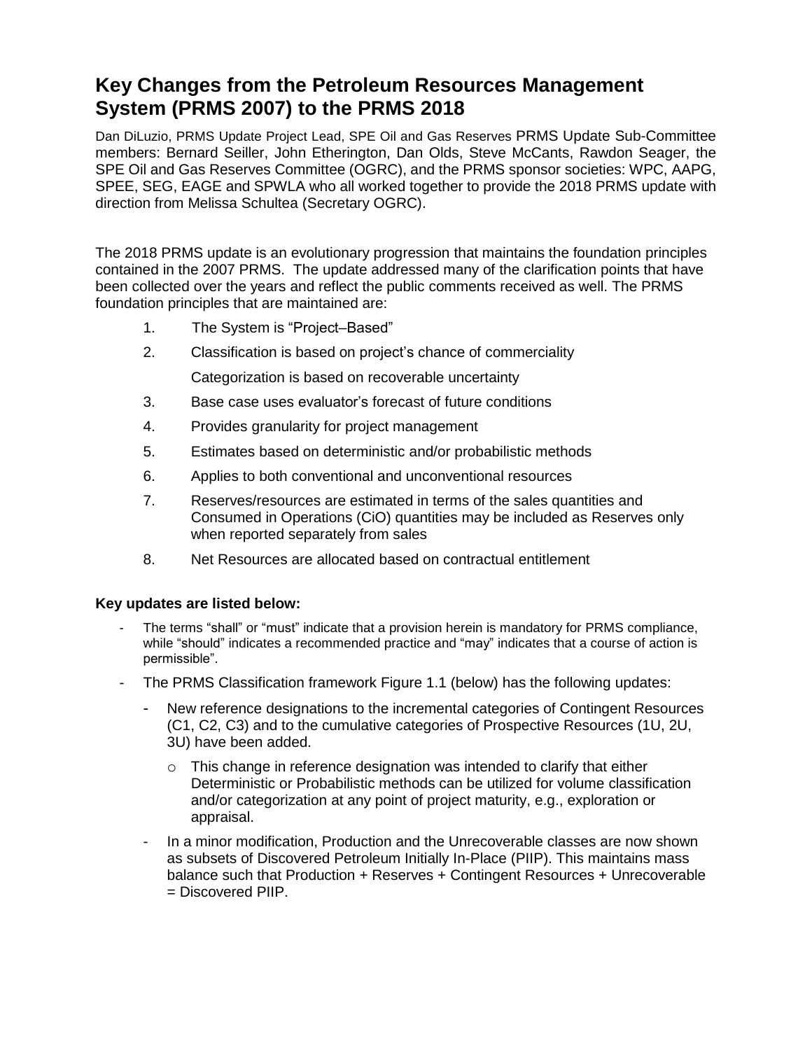# Key Changes from the Petroleum Resources Management System (PRMS 2007) to the PRMS 2018

Dan DiLuzio, PRMS Update Project Lead, SPE Oil and Gas Reserves PRMS Update Sub-Committee members: Bernard Seiller, John Etherington, Dan Olds, Steve McCants, Rawdon Seager, the SPE Oil and Gas Reserves Committee (OGRC), and the PRMS sponsor societies: WPC, AAPG, SPEE, SEG, EAGE and SPWLA who all worked together to provide the 2018 PRMS update with direction from Melissa Schultea (Secretary OGRC).

The 2018 PRMS update is an evolutionary progression that maintains the foundation principles contained in the 2007 PRMS. The update addressed many of the clarification points that have been collected over the years and reflect the public comments received as well. The PRMS foundation principles that are maintained are:

1. The System is "Project–Based"
2. Classification is based on project's chance of commerciality

   Categorization is based on recoverable uncertainty
3. Base case uses evaluator's forecast of future conditions
4. Provides granularity for project management
5. Estimates based on deterministic and/or probabilistic methods
6. Applies to both conventional and unconventional resources
7. Reserves/resources are estimated in terms of the sales quantities and Consumed in Operations (CiO) quantities may be included as Reserves only when reported separately from sales
8. Net Resources are allocated based on contractual entitlement

**Key updates are listed below:**

- The terms "shall" or "must" indicate that a provision herein is mandatory for PRMS compliance, while "should" indicates a recommended practice and "may" indicates that a course of action is permissible".
- The PRMS Classification framework Figure 1.1 (below) has the following updates:
  - New reference designations to the incremental categories of Contingent Resources (C1, C2, C3) and to the cumulative categories of Prospective Resources (1U, 2U, 3U) have been added.
    - This change in reference designation was intended to clarify that either Deterministic or Probabilistic methods can be utilized for volume classification and/or categorization at any point of project maturity, e.g., exploration or appraisal.
  - In a minor modification, Production and the Unrecoverable classes are now shown as subsets of Discovered Petroleum Initially In-Place (PIIP). This maintains mass balance such that Production + Reserves + Contingent Resources + Unrecoverable = Discovered PIIP.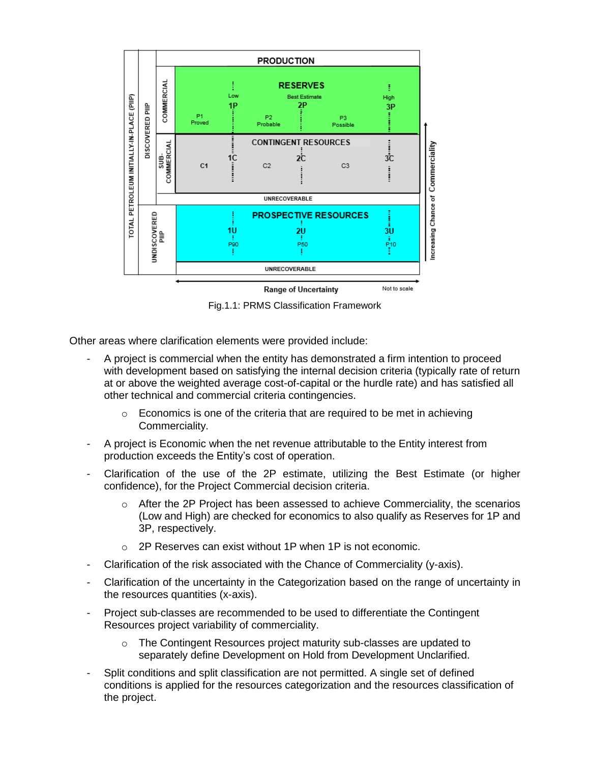Fig.1.1: PRMS Classification Framework

Other areas where clarification elements were provided include:

- A project is commercial when the entity has demonstrated a firm intention to proceed with development based on satisfying the internal decision criteria (typically rate of return at or above the weighted average cost-of-capital or the hurdle rate) and has satisfied all other technical and commercial criteria contingencies.
  - Economics is one of the criteria that are required to be met in achieving Commerciality.
- A project is Economic when the net revenue attributable to the Entity interest from production exceeds the Entity's cost of operation.
- Clarification of the use of the 2P estimate, utilizing the Best Estimate (or higher confidence), for the Project Commercial decision criteria.
  - After the 2P Project has been assessed to achieve Commerciality, the scenarios (Low and High) are checked for economics to also qualify as Reserves for 1P and 3P, respectively.
  - 2P Reserves can exist without 1P when 1P is not economic.
- Clarification of the risk associated with the Chance of Commerciality (y-axis).
- Clarification of the uncertainty in the Categorization based on the range of uncertainty in the resources quantities (x-axis).
- Project sub-classes are recommended to be used to differentiate the Contingent Resources project variability of commerciality.
  - The Contingent Resources project maturity sub-classes are updated to separately define Development on Hold from Development Unclarified.
- Split conditions and split classification are not permitted. A single set of defined conditions is applied for the resources categorization and the resources classification of the project.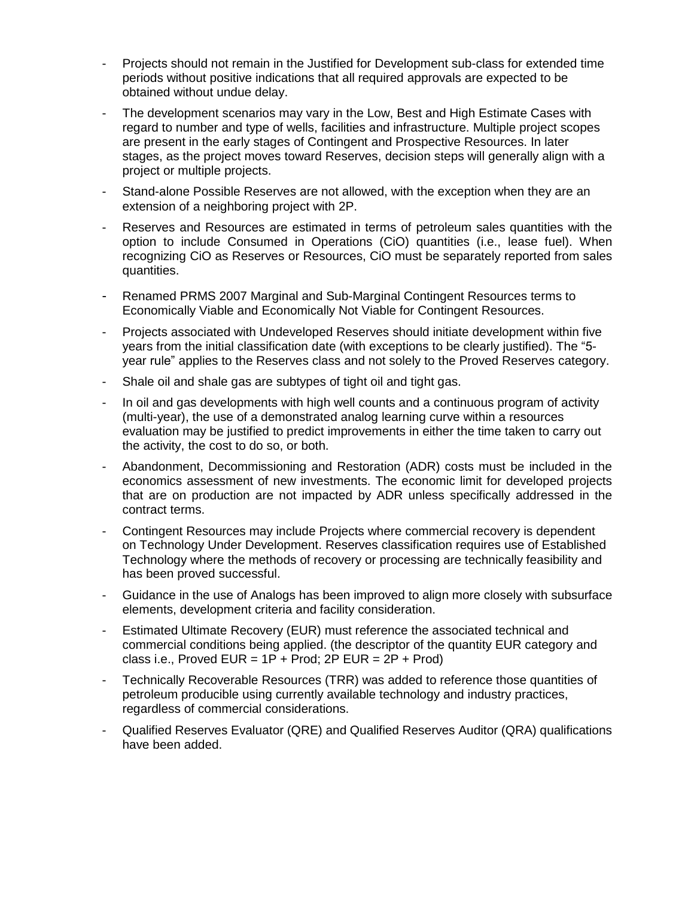- Projects should not remain in the Justified for Development sub-class for extended time periods without positive indications that all required approvals are expected to be obtained without undue delay.
- The development scenarios may vary in the Low, Best and High Estimate Cases with regard to number and type of wells, facilities and infrastructure. Multiple project scopes are present in the early stages of Contingent and Prospective Resources. In later stages, as the project moves toward Reserves, decision steps will generally align with a project or multiple projects.
- Stand-alone Possible Reserves are not allowed, with the exception when they are an extension of a neighboring project with 2P.
- Reserves and Resources are estimated in terms of petroleum sales quantities with the option to include Consumed in Operations (CiO) quantities (i.e., lease fuel). When recognizing CiO as Reserves or Resources, CiO must be separately reported from sales quantities.
- Renamed PRMS 2007 Marginal and Sub-Marginal Contingent Resources terms to Economically Viable and Economically Not Viable for Contingent Resources.
- Projects associated with Undeveloped Reserves should initiate development within five years from the initial classification date (with exceptions to be clearly justified). The "5-year rule" applies to the Reserves class and not solely to the Proved Reserves category.
- Shale oil and shale gas are subtypes of tight oil and tight gas.
- In oil and gas developments with high well counts and a continuous program of activity (multi-year), the use of a demonstrated analog learning curve within a resources evaluation may be justified to predict improvements in either the time taken to carry out the activity, the cost to do so, or both.
- Abandonment, Decommissioning and Restoration (ADR) costs must be included in the economics assessment of new investments. The economic limit for developed projects that are on production are not impacted by ADR unless specifically addressed in the contract terms.
- Contingent Resources may include Projects where commercial recovery is dependent on Technology Under Development. Reserves classification requires use of Established Technology where the methods of recovery or processing are technically feasibility and has been proved successful.
- Guidance in the use of Analogs has been improved to align more closely with subsurface elements, development criteria and facility consideration.
- Estimated Ultimate Recovery (EUR) must reference the associated technical and commercial conditions being applied. (the descriptor of the quantity EUR category and class i.e., Proved EUR = 1P + Prod; 2P EUR = 2P + Prod)
- Technically Recoverable Resources (TRR) was added to reference those quantities of petroleum producible using currently available technology and industry practices, regardless of commercial considerations.
- Qualified Reserves Evaluator (QRE) and Qualified Reserves Auditor (QRA) qualifications have been added.